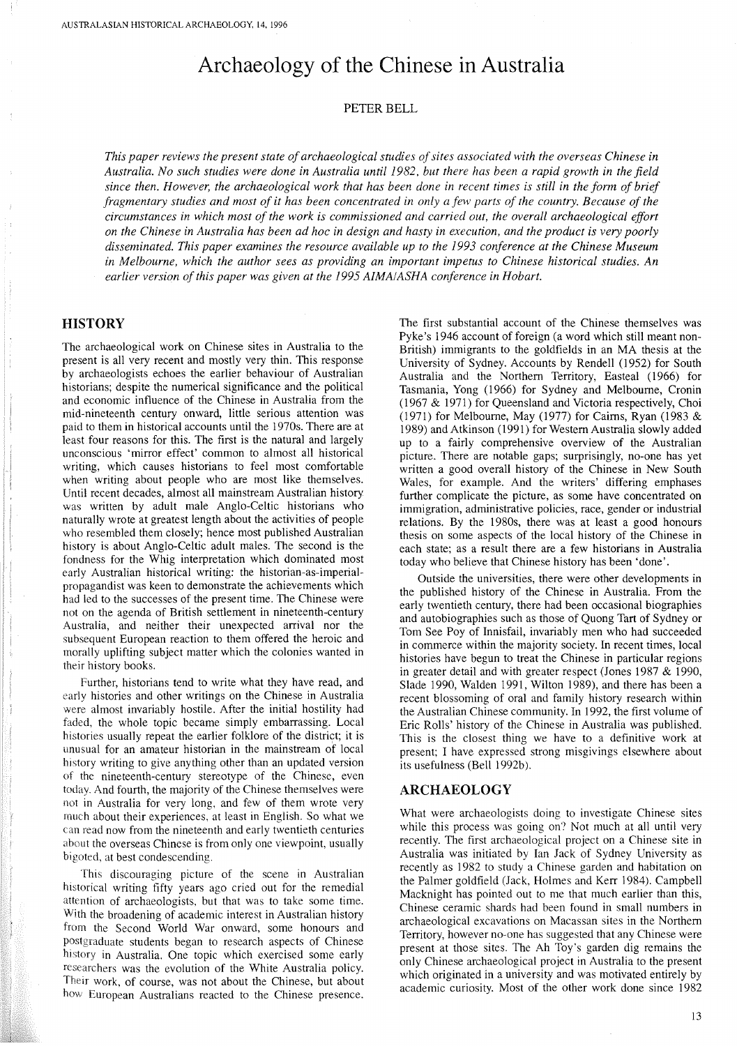# Archaeology of the Chinese in Australia

PETER BELL

*This paper reviews the present state of archaeological studies of sites associated with the overseas Chinese in Australia. No such studies were done in Australia until 1982, but there has been a rapid growth in the field since then. However, the archaeological work that has been done in recent times is still in the form of brief fragmentary studies and most of it has been concentrated in only a few parts of the country. Because of the circumstances in which most of the work is commissioned and carried out, the overall archaeological effort on the Chinese in Australia has been ad hoc in design and hasty in execution, and the product is very poorly disseminated. This paper examines the resource available up to the 1993 conference at the Chinese Museum in Melbourne, which the author sees as providing an important impetus to Chinese historical studies. An earlier version of this paper was given at the 1995 AIMA/ASHA conference in Hobart.*

## HISTORY

The archaeological work on Chinese sites in Australia to the present is all very recent and mostly very thin. This response by archaeologists echoes the earlier behaviour of Australian historians; despite the numerical significance and the political and economic influence of the Chinese in Australia from the mid-nineteenth century onward, little serious attention was paid to them in historical accounts until the 1970s. There are at least four reasons for this. The first is the natural and largely unconscious 'mirror effect' common to almost all historical writing, which causes historians to feel most comfortable when writing about people who are most like themselves. Until recent decades, almost all mainstream Australian history was written by adult male Anglo-Celtic historians who naturally wrote at greatest length about the activities of people who resembled them closely; hence most published Australian history is about Anglo-Celtic adult males. The second is the fondness for the Whig interpretation which dominated most early Australian historical writing: the historian-as-imperial-propagandist was keen to demonstrate the achievements which had led to the successes of the present time. The Chinese were not on the agenda of British settlement in nineteenth-century Australia, and neither their unexpected arrival nor the subsequent European reaction to them offered the heroic and morally uplifting subject matter which the colonies wanted in their history books.

Further, historians tend to write what they have read, and early histories and other writings on the Chinese in Australia were almost invariably hostile. After the initial hostility had faded, the whole topic became simply embarrassing. Local histories usually repeat the earlier folklore of the district; it is unusual for an amateur historian in the mainstream of local history writing to give anything other than an updated version of the nineteenth-century stereotype of the Chinese, even today. And fourth, the majority of the Chinese themselves were not in Australia for very long, and few of them wrote very much about their experiences, at least in English. So what we can read now from the nineteenth and early twentieth centuries about the overseas Chinese is from only one viewpoint, usually bigoted, at best condescending.

This discouraging picture of the scene in Australian historical writing fifty years ago cried out for the remedial attention of archaeologists, but that was to take some time. With the broadening of academic interest in Australian history from the Second World War onward, some honours and postgraduate students began to research aspects of Chinese history in Australia. One topic which exercised some early researchers was the evolution of the White Australia policy. Their work, of course, was not about the Chinese, but about how European Australians reacted to the Chinese presence. The first substantial account of the Chinese themselves was Pyke's 1946 account of foreign (a word which still meant non-British) immigrants to the goldfields in an MA thesis at the University of Sydney. Accounts by Rendell (1952) for South Australia and the Northern Territory, Easteal (1966) for Tasmania, Yong (1966) for Sydney and Melbourne, Cronin (1967 & 1971) for Queensland and Victoria respectively, Choi (1971) for Melbourne, May (1977) for Cairns, Ryan (1983 & 1989) and Atkinson (1991) for Western Australia slowly added up to a fairly comprehensive overview of the Australian picture. There are notable gaps; surprisingly, no-one has yet written a good overall history of the Chinese in New South Wales, for example. And the writers' differing emphases further complicate the picture, as some have concentrated on immigration, administrative policies, race, gender or industrial relations. By the 1980s, there was at least a good honours thesis on some aspects of the local history of the Chinese in each state; as a result there are a few historians in Australia today who believe that Chinese history has been 'done'.

Outside the universities, there were other developments in the published history of the Chinese in Australia. From the early twentieth century, there had been occasional biographies and autobiographies such as those of Quong Tart of Sydney or Tom See Poy of Innisfail, invariably men who had succeeded in commerce within the majority society. In recent times, local histories have begun to treat the Chinese in particular regions in greater detail and with greater respect (Jones 1987 & 1990, Slade 1990, Walden 1991, Wilton 1989), and there has been a recent blossoming of oral and family history research within the Australian Chinese community. In 1992, the first volume of Eric Rolls' history of the Chinese in Australia was published. This is the closest thing we have to a definitive work at present; I have expressed strong misgivings elsewhere about its usefulness (Bell 1992b).

## ARCHAEOLOGY

What were archaeologists doing to investigate Chinese sites while this process was going on? Not much at all until very recently. The first archaeological project on a Chinese site in Australia was initiated by Ian Jack of Sydney University as recently as 1982 to study a Chinese garden and habitation on the Palmer goldfield (Jack, Holmes and Kerr 1984). Campbell Macknight has pointed out to me that much earlier than this, Chinese ceramic shards had been found in small numbers in archaeological excavations on Macassan sites in the Northern Territory, however no-one has suggested that any Chinese were present at those sites. The Ah Toy's garden dig remains the only Chinese archaeological project in Australia to the present which originated in a university and was motivated entirely by academic curiosity. Most of the other work done since 1982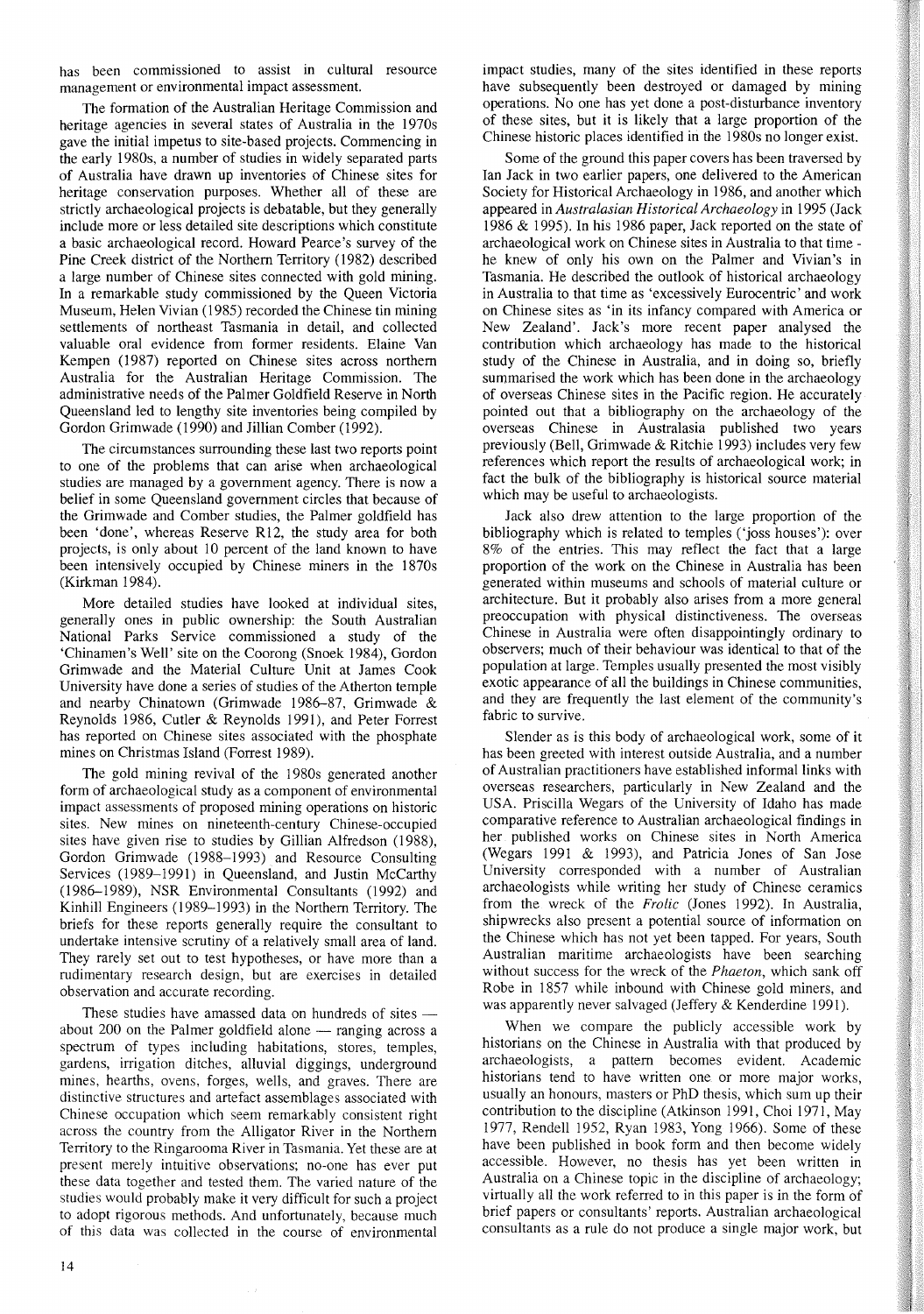has been commissioned to assist in cultural resource management or environmental impact assessment.

The formation of the Australian Heritage Commission and heritage agencies in several states of Australia in the 1970s gave the initial impetus to site-based projects. Commencing in the early 1980s, a number of studies in widely separated parts of Australia have drawn up inventories of Chinese sites for heritage conservation purposes. Whether all of these are strictly archaeological projects is debatable, but they generally include more or less detailed site descriptions which constitute a basic archaeological record. Howard Pearce's survey of the Pine Creek district of the Northern Territory (1982) described a large number of Chinese sites connected with gold mining. In a remarkable study commissioned by the Queen Victoria Museum, Helen Vivian (1985) recorded the Chinese tin mining settlements of northeast Tasmania in detail, and collected valuable oral evidence from former residents. Elaine Van Kempen (1987) reported on Chinese sites across northern Australia for the Australian Heritage Commission. The administrative needs of the Palmer Goldfield Reserve in North Queensland led to lengthy site inventories being compiled by Gordon Grimwade (1990) and Jillian Comber (1992).

The circumstances surrounding these last two reports point to one of the problems that can arise when archaeological studies are managed by a government agency. There is now a belief in some Queensland government circles that because of the Grimwade and Comber studies, the Palmer goldfield has been 'done', whereas Reserve R12, the study area for both projects, is only about 10 percent of the land known to have been intensively occupied by Chinese miners in the 1870s (Kirkman 1984).

More detailed studies have looked at individual sites, generally ones in public ownership: the South Australian National Parks Service commissioned a study of the 'Chinamen's Well' site on the Coorong (Snoek 1984), Gordon Grimwade and the Material Culture Unit at James Cook University have done a series of studies of the Atherton temple and nearby Chinatown (Grimwade 1986–87, Grimwade & Reynolds 1986, Cutler & Reynolds 1991), and Peter Forrest has reported on Chinese sites associated with the phosphate mines on Christmas Island (Forrest 1989).

The gold mining revival of the 1980s generated another form of archaeological study as a component of environmental impact assessments of proposed mining operations on historic sites. New mines on nineteenth-century Chinese-occupied sites have given rise to studies by Gillian Alfredson (1988), Gordon Grimwade (1988–1993) and Resource Consulting Services (1989–1991) in Queensland, and Justin McCarthy (1986–1989), NSR Environmental Consultants (1992) and Kinhill Engineers (1989–1993) in the Northern Territory. The briefs for these reports generally require the consultant to undertake intensive scrutiny of a relatively small area of land. They rarely set out to test hypotheses, or have more than a rudimentary research design, but are exercises in detailed observation and accurate recording.

These studies have amassed data on hundreds of sites — about 200 on the Palmer goldfield alone — ranging across a spectrum of types including habitations, stores, temples, gardens, irrigation ditches, alluvial diggings, underground mines, hearths, ovens, forges, wells, and graves. There are distinctive structures and artefact assemblages associated with Chinese occupation which seem remarkably consistent right across the country from the Alligator River in the Northern Territory to the Ringarooma River in Tasmania. Yet these are at present merely intuitive observations; no-one has ever put these data together and tested them. The varied nature of the studies would probably make it very difficult for such a project to adopt rigorous methods. And unfortunately, because much of this data was collected in the course of environmental impact studies, many of the sites identified in these reports have subsequently been destroyed or damaged by mining operations. No one has yet done a post-disturbance inventory of these sites, but it is likely that a large proportion of the Chinese historic places identified in the 1980s no longer exist.

Some of the ground this paper covers has been traversed by Ian Jack in two earlier papers, one delivered to the American Society for Historical Archaeology in 1986, and another which appeared in *Australasian Historical Archaeology* in 1995 (Jack 1986 & 1995). In his 1986 paper, Jack reported on the state of archaeological work on Chinese sites in Australia to that time - he knew of only his own on the Palmer and Vivian's in Tasmania. He described the outlook of historical archaeology in Australia to that time as 'excessively Eurocentric' and work on Chinese sites as 'in its infancy compared with America or New Zealand'. Jack's more recent paper analysed the contribution which archaeology has made to the historical study of the Chinese in Australia, and in doing so, briefly summarised the work which has been done in the archaeology of overseas Chinese sites in the Pacific region. He accurately pointed out that a bibliography on the archaeology of the overseas Chinese in Australasia published two years previously (Bell, Grimwade & Ritchie 1993) includes very few references which report the results of archaeological work; in fact the bulk of the bibliography is historical source material which may be useful to archaeologists.

Jack also drew attention to the large proportion of the bibliography which is related to temples ('joss houses'): over 8% of the entries. This may reflect the fact that a large proportion of the work on the Chinese in Australia has been generated within museums and schools of material culture or architecture. But it probably also arises from a more general preoccupation with physical distinctiveness. The overseas Chinese in Australia were often disappointingly ordinary to observers; much of their behaviour was identical to that of the population at large. Temples usually presented the most visibly exotic appearance of all the buildings in Chinese communities, and they are frequently the last element of the community's fabric to survive.

Slender as is this body of archaeological work, some of it has been greeted with interest outside Australia, and a number of Australian practitioners have established informal links with overseas researchers, particularly in New Zealand and the USA. Priscilla Wegars of the University of Idaho has made comparative reference to Australian archaeological findings in her published works on Chinese sites in North America (Wegars 1991 & 1993), and Patricia Jones of San Jose University corresponded with a number of Australian archaeologists while writing her study of Chinese ceramics from the wreck of the *Frolic* (Jones 1992). In Australia, shipwrecks also present a potential source of information on the Chinese which has not yet been tapped. For years, South Australian maritime archaeologists have been searching without success for the wreck of the *Phaeton*, which sank off Robe in 1857 while inbound with Chinese gold miners, and was apparently never salvaged (Jeffery & Kenderdine 1991).

When we compare the publicly accessible work by historians on the Chinese in Australia with that produced by archaeologists, a pattern becomes evident. Academic historians tend to have written one or more major works, usually an honours, masters or PhD thesis, which sum up their contribution to the discipline (Atkinson 1991, Choi 1971, May 1977, Rendell 1952, Ryan 1983, Yong 1966). Some of these have been published in book form and then become widely accessible. However, no thesis has yet been written in Australia on a Chinese topic in the discipline of archaeology; virtually all the work referred to in this paper is in the form of brief papers or consultants' reports. Australian archaeological consultants as a rule do not produce a single major work, but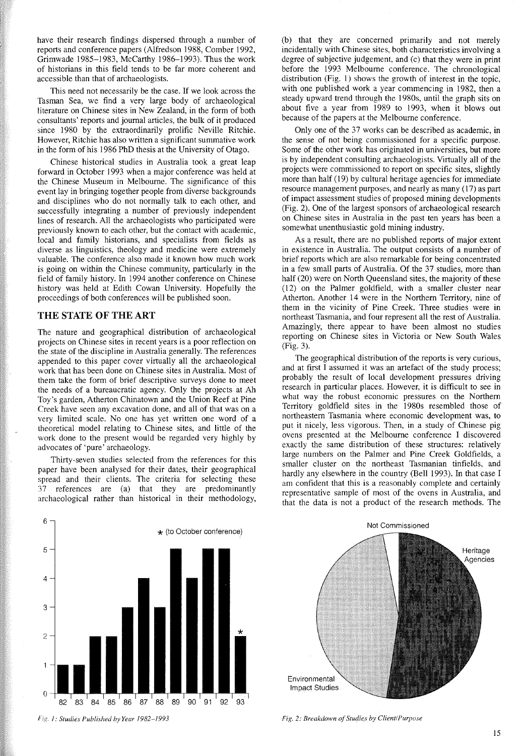have their research findings dispersed through a number of reports and conference papers (Alfredson 1988, Comber 1992, Grimwade 1985–1983, McCarthy 1986–1993). Thus the work of historians in this field tends to be far more coherent and accessible than that of archaeologists.

This need not necessarily be the case. If we look across the Tasman Sea, we find a very large body of archaeological literature on Chinese sites in New Zealand, in the form of both consultants' reports and journal articles, the bulk of it produced since 1980 by the extraordinarily prolific Neville Ritchie. However, Ritchie has also written a significant summative work in the form of his 1986 PhD thesis at the University of Otago.

Chinese historical studies in Australia took a great leap forward in October 1993 when a major conference was held at the Chinese Museum in Melbourne. The significance of this event lay in bringing together people from diverse backgrounds and disciplines who do not normally talk to each other, and successfully integrating a number of previously independent lines of research. All the archaeologists who participated were previously known to each other, but the contact with academic, local and family historians, and specialists from fields as diverse as linguistics, theology and medicine were extremely valuable. The conference also made it known how much work is going on within the Chinese community, particularly in the field of family history. In 1994 another conference on Chinese history was held at Edith Cowan University. Hopefully the proceedings of both conferences will be published soon.

## THE STATE OF THE ART

The nature and geographical distribution of archaeological projects on Chinese sites in recent years is a poor reflection on the state of the discipline in Australia generally. The references appended to this paper cover virtually all the archaeological work that has been done on Chinese sites in Australia. Most of them take the form of brief descriptive surveys done to meet the needs of a bureaucratic agency. Only the projects at Ah Toy's garden, Atherton Chinatown and the Union Reef at Pine Creek have seen any excavation done, and all of that was on a very limited scale. No one has yet written one word of a theoretical model relating to Chinese sites, and little of the work done to the present would be regarded very highly by advocates of 'pure' archaeology.

Thirty-seven studies selected from the references for this paper have been analysed for their dates, their geographical spread and their clients. The criteria for selecting these 37 references are (a) that they are predominantly archaeological rather than historical in their methodology, (b) that they are concerned primarily and not merely incidentally with Chinese sites, both characteristics involving a degree of subjective judgement, and (c) that they were in print before the 1993 Melbourne conference. The chronological distribution (Fig. 1) shows the growth of interest in the topic, with one published work a year commencing in 1982, then a steady upward trend through the 1980s, until the graph sits on about five a year from 1989 to 1993, when it blows out because of the papers at the Melbourne conference.

Only one of the 37 works can be described as academic, in the sense of not being commissioned for a specific purpose. Some of the other work has originated in universities, but more is by independent consulting archaeologists. Virtually all of the projects were commissioned to report on specific sites, slightly more than half (19) by cultural heritage agencies for immediate resource management purposes, and nearly as many (17) as part of impact assessment studies of proposed mining developments (Fig. 2). One of the largest sponsors of archaeological research on Chinese sites in Australia in the past ten years has been a somewhat unenthusiastic gold mining industry.

As a result, there are no published reports of major extent in existence in Australia. The output consists of a number of brief reports which are also remarkable for being concentrated in a few small parts of Australia. Of the 37 studies, more than half (20) were on North Queensland sites, the majority of these (12) on the Palmer goldfield, with a smaller cluster near Atherton. Another 14 were in the Northern Territory, nine of them in the vicinity of Pine Creek. Three studies were in northeast Tasmania, and four represent all the rest of Australia. Amazingly, there appear to have been almost no studies reporting on Chinese sites in Victoria or New South Wales (Fig. 3).

The geographical distribution of the reports is very curious, and at first I assumed it was an artefact of the study process; probably the result of local development pressures driving research in particular places. However, it is difficult to see in what way the robust economic pressures on the Northern Territory goldfield sites in the 1980s resembled those of northeastern Tasmania where economic development was, to put it nicely, less vigorous. Then, in a study of Chinese pig ovens presented at the Melbourne conference I discovered exactly the same distribution of these structures: relatively large numbers on the Palmer and Pine Creek Goldfields, a smaller cluster on the northeast Tasmanian tinfields, and hardly any elsewhere in the country (Bell 1993). In that case I am confident that this is a reasonably complete and certainly representative sample of most of the ovens in Australia, and that the data is not a product of the research methods. The

*Fig. 1: Studies Published by Year 1982–1993*

*Fig. 2: Breakdown of Studies by Client/Purpose*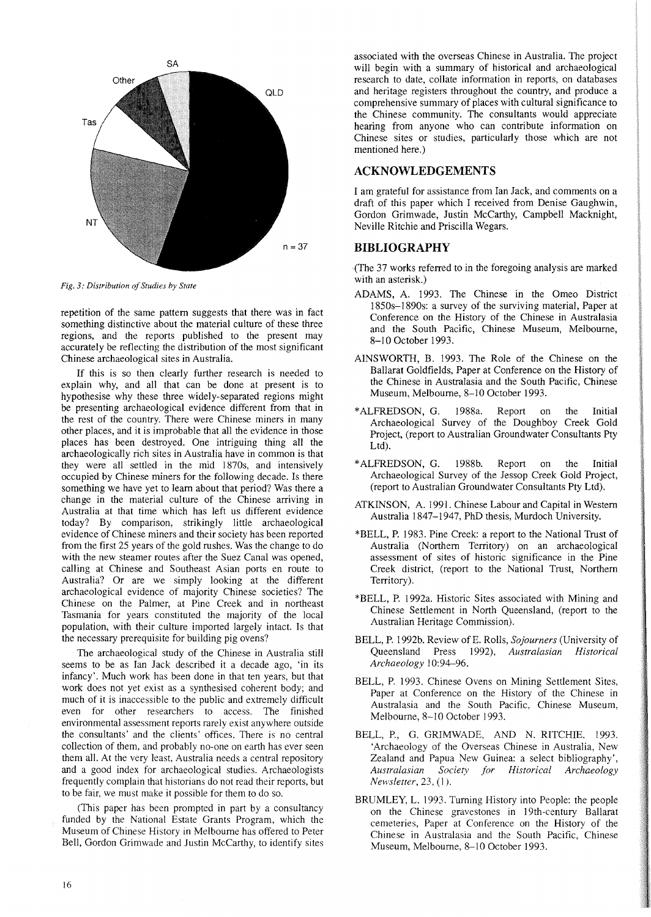*Fig. 3: Distribution of Studies by State*

repetition of the same pattern suggests that there was in fact something distinctive about the material culture of these three regions, and the reports published to the present may accurately be reflecting the distribution of the most significant Chinese archaeological sites in Australia.

If this is so then clearly further research is needed to explain why, and all that can be done at present is to hypothesise why these three widely-separated regions might be presenting archaeological evidence different from that in the rest of the country. There were Chinese miners in many other places, and it is improbable that all the evidence in those places has been destroyed. One intriguing thing all the archaeologically rich sites in Australia have in common is that they were all settled in the mid 1870s, and intensively occupied by Chinese miners for the following decade. Is there something we have yet to learn about that period? Was there a change in the material culture of the Chinese arriving in Australia at that time which has left us different evidence today? By comparison, strikingly little archaeological evidence of Chinese miners and their society has been reported from the first 25 years of the gold rushes. Was the change to do with the new steamer routes after the Suez Canal was opened, calling at Chinese and Southeast Asian ports en route to Australia? Or are we simply looking at the different archaeological evidence of majority Chinese societies? The Chinese on the Palmer, at Pine Creek and in northeast Tasmania for years constituted the majority of the local population, with their culture imported largely intact. Is that the necessary prerequisite for building pig ovens?

The archaeological study of the Chinese in Australia still seems to be as Ian Jack described it a decade ago, 'in its infancy'. Much work has been done in that ten years, but that work does not yet exist as a synthesised coherent body; and much of it is inaccessible to the public and extremely difficult even for other researchers to access. The finished environmental assessment reports rarely exist anywhere outside the consultants' and the clients' offices. There is no central collection of them, and probably no-one on earth has ever seen them all. At the very least, Australia needs a central repository and a good index for archaeological studies. Archaeologists frequently complain that historians do not read their reports, but to be fair, we must make it possible for them to do so.

(This paper has been prompted in part by a consultancy funded by the National Estate Grants Program, which the Museum of Chinese History in Melbourne has offered to Peter Bell, Gordon Grimwade and Justin McCarthy, to identify sites associated with the overseas Chinese in Australia. The project will begin with a summary of historical and archaeological research to date, collate information in reports, on databases and heritage registers throughout the country, and produce a comprehensive summary of places with cultural significance to the Chinese community. The consultants would appreciate hearing from anyone who can contribute information on Chinese sites or studies, particularly those which are not mentioned here.)

## ACKNOWLEDGEMENTS

I am grateful for assistance from Ian Jack, and comments on a draft of this paper which I received from Denise Gaughwin, Gordon Grimwade, Justin McCarthy, Campbell Macknight, Neville Ritchie and Priscilla Wegars.

## BIBLIOGRAPHY

(The 37 works referred to in the foregoing analysis are marked with an asterisk.)

ADAMS, A. 1993. The Chinese in the Omeo District 1850s–1890s: a survey of the surviving material, Paper at Conference on the History of the Chinese in Australasia and the South Pacific, Chinese Museum, Melbourne, 8–10 October 1993.

AINSWORTH, B. 1993. The Role of the Chinese on the Ballarat Goldfields, Paper at Conference on the History of the Chinese in Australasia and the South Pacific, Chinese Museum, Melbourne, 8–10 October 1993.

*ALFREDSON, G. 1988a. Report on the Initial Archaeological Survey of the Doughboy Creek Gold Project, (report to Australian Groundwater Consultants Pty Ltd).

*ALFREDSON, G. 1988b. Report on the Initial Archaeological Survey of the Jessop Creek Gold Project, (report to Australian Groundwater Consultants Pty Ltd).

ATKINSON, A. 1991. Chinese Labour and Capital in Western Australia 1847–1947, PhD thesis, Murdoch University.

*BELL, P. 1983. Pine Creek: a report to the National Trust of Australia (Northern Territory) on an archaeological assessment of sites of historic significance in the Pine Creek district, (report to the National Trust, Northern Territory).

*BELL, P. 1992a. Historic Sites associated with Mining and Chinese Settlement in North Queensland, (report to the Australian Heritage Commission).

BELL, P. 1992b. Review of E. Rolls, *Sojourners* (University of Queensland Press 1992), *Australasian Historical Archaeology* 10:94–96.

BELL, P. 1993. Chinese Ovens on Mining Settlement Sites, Paper at Conference on the History of the Chinese in Australasia and the South Pacific, Chinese Museum, Melbourne, 8–10 October 1993.

BELL, P., G. GRIMWADE, AND N. RITCHIE. 1993. 'Archaeology of the Overseas Chinese in Australia, New Zealand and Papua New Guinea: a select bibliography', *Australasian Society for Historical Archaeology Newsletter*, 23, (1).

BRUMLEY, L. 1993. Turning History into People: the people on the Chinese gravestones in 19th-century Ballarat cemeteries, Paper at Conference on the History of the Chinese in Australasia and the South Pacific, Chinese Museum, Melbourne, 8–10 October 1993.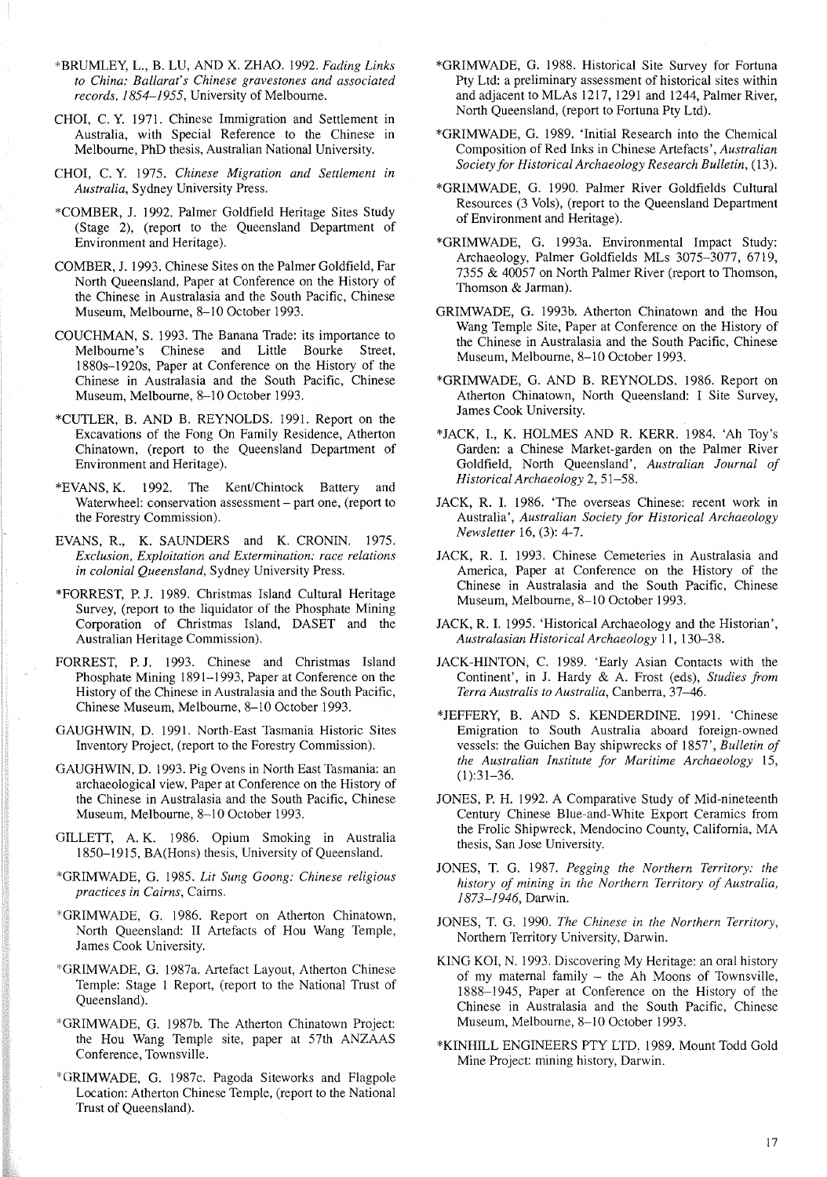*BRUMLEY, L., B. LU, AND X. ZHAO. 1992. *Fading Links to China: Ballarat's Chinese gravestones and associated records, 1854–1955*, University of Melbourne.

CHOI, C. Y. 1971. Chinese Immigration and Settlement in Australia, with Special Reference to the Chinese in Melbourne, PhD thesis, Australian National University.

CHOI, C. Y. 1975. *Chinese Migration and Settlement in Australia*, Sydney University Press.

*COMBER, J. 1992. Palmer Goldfield Heritage Sites Study (Stage 2), (report to the Queensland Department of Environment and Heritage).

COMBER, J. 1993. Chinese Sites on the Palmer Goldfield, Far North Queensland, Paper at Conference on the History of the Chinese in Australasia and the South Pacific, Chinese Museum, Melbourne, 8–10 October 1993.

COUCHMAN, S. 1993. The Banana Trade: its importance to Melbourne's Chinese and Little Bourke Street, 1880s–1920s, Paper at Conference on the History of the Chinese in Australasia and the South Pacific, Chinese Museum, Melbourne, 8–10 October 1993.

*CUTLER, B. AND B. REYNOLDS. 1991. Report on the Excavations of the Fong On Family Residence, Atherton Chinatown, (report to the Queensland Department of Environment and Heritage).

*EVANS, K. 1992. The Kent/Chintock Battery and Waterwheel: conservation assessment – part one, (report to the Forestry Commission).

EVANS, R., K. SAUNDERS and K. CRONIN. 1975. *Exclusion, Exploitation and Extermination: race relations in colonial Queensland*, Sydney University Press.

*FORREST, P. J. 1989. Christmas Island Cultural Heritage Survey, (report to the liquidator of the Phosphate Mining Corporation of Christmas Island, DASET and the Australian Heritage Commission).

FORREST, P. J. 1993. Chinese and Christmas Island Phosphate Mining 1891–1993, Paper at Conference on the History of the Chinese in Australasia and the South Pacific, Chinese Museum, Melbourne, 8–10 October 1993.

GAUGHWIN, D. 1991. North-East Tasmania Historic Sites Inventory Project, (report to the Forestry Commission).

GAUGHWIN, D. 1993. Pig Ovens in North East Tasmania: an archaeological view, Paper at Conference on the History of the Chinese in Australasia and the South Pacific, Chinese Museum, Melbourne, 8–10 October 1993.

GILLETT, A. K. 1986. Opium Smoking in Australia 1850–1915, BA(Hons) thesis, University of Queensland.

*GRIMWADE, G. 1985. *Lit Sung Goong: Chinese religious practices in Cairns*, Cairns.

*GRIMWADE, G. 1986. Report on Atherton Chinatown, North Queensland: II Artefacts of Hou Wang Temple, James Cook University.

*GRIMWADE, G. 1987a. Artefact Layout, Atherton Chinese Temple: Stage 1 Report, (report to the National Trust of Queensland).

*GRIMWADE, G. 1987b. The Atherton Chinatown Project: the Hou Wang Temple site, paper at 57th ANZAAS Conference, Townsville.

*GRIMWADE, G. 1987c. Pagoda Siteworks and Flagpole Location: Atherton Chinese Temple, (report to the National Trust of Queensland).

*GRIMWADE, G. 1988. Historical Site Survey for Fortuna Pty Ltd: a preliminary assessment of historical sites within and adjacent to MLAs 1217, 1291 and 1244, Palmer River, North Queensland, (report to Fortuna Pty Ltd).

*GRIMWADE, G. 1989. 'Initial Research into the Chemical Composition of Red Inks in Chinese Artefacts', *Australian Society for Historical Archaeology Research Bulletin*, (13).

*GRIMWADE, G. 1990. Palmer River Goldfields Cultural Resources (3 Vols), (report to the Queensland Department of Environment and Heritage).

*GRIMWADE, G. 1993a. Environmental Impact Study: Archaeology, Palmer Goldfields MLs 3075–3077, 6719, 7355 & 40057 on North Palmer River (report to Thomson, Thomson & Jarman).

GRIMWADE, G. 1993b. Atherton Chinatown and the Hou Wang Temple Site, Paper at Conference on the History of the Chinese in Australasia and the South Pacific, Chinese Museum, Melbourne, 8–10 October 1993.

*GRIMWADE, G. AND B. REYNOLDS. 1986. Report on Atherton Chinatown, North Queensland: I Site Survey, James Cook University.

*JACK, I., K. HOLMES AND R. KERR. 1984. 'Ah Toy's Garden: a Chinese Market-garden on the Palmer River Goldfield, North Queensland', *Australian Journal of Historical Archaeology* 2, 51–58.

JACK, R. I. 1986. 'The overseas Chinese: recent work in Australia', *Australian Society for Historical Archaeology Newsletter* 16, (3): 4-7.

JACK, R. I. 1993. Chinese Cemeteries in Australasia and America, Paper at Conference on the History of the Chinese in Australasia and the South Pacific, Chinese Museum, Melbourne, 8–10 October 1993.

JACK, R. I. 1995. 'Historical Archaeology and the Historian', *Australasian Historical Archaeology* 11, 130–38.

JACK-HINTON, C. 1989. 'Early Asian Contacts with the Continent', in J. Hardy & A. Frost (eds), *Studies from Terra Australis to Australia*, Canberra, 37–46.

*JEFFERY, B. AND S. KENDERDINE. 1991. 'Chinese Emigration to South Australia aboard foreign-owned vessels: the Guichen Bay shipwrecks of 1857', *Bulletin of the Australian Institute for Maritime Archaeology* 15, (1):31–36.

JONES, P. H. 1992. A Comparative Study of Mid-nineteenth Century Chinese Blue-and-White Export Ceramics from the Frolic Shipwreck, Mendocino County, California, MA thesis, San Jose University.

JONES, T. G. 1987. *Pegging the Northern Territory: the history of mining in the Northern Territory of Australia, 1873–1946*, Darwin.

JONES, T. G. 1990. *The Chinese in the Northern Territory*, Northern Territory University, Darwin.

KING KOI, N. 1993. Discovering My Heritage: an oral history of my maternal family – the Ah Moons of Townsville, 1888–1945, Paper at Conference on the History of the Chinese in Australasia and the South Pacific, Chinese Museum, Melbourne, 8–10 October 1993.

*KINHILL ENGINEERS PTY LTD. 1989. Mount Todd Gold Mine Project: mining history, Darwin.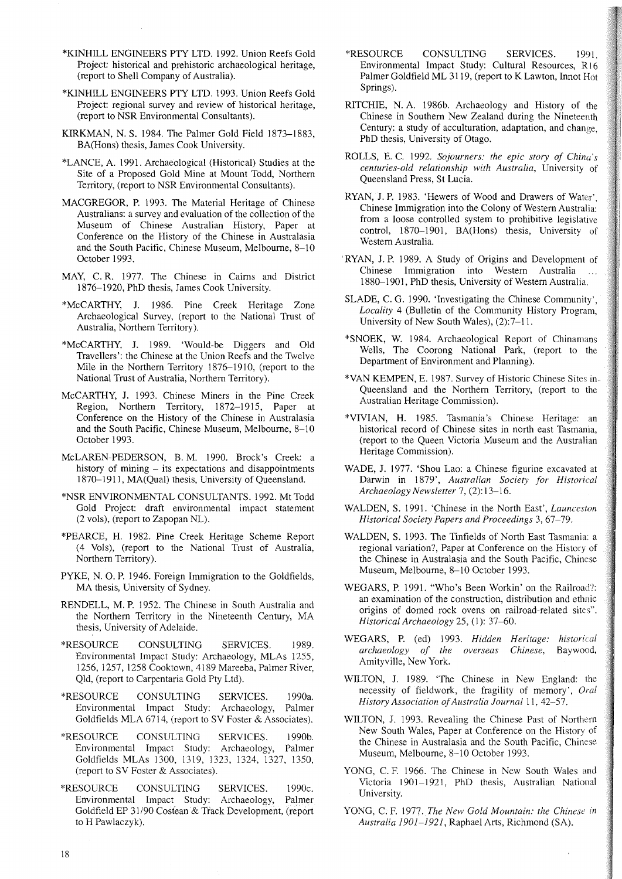*KINHILL ENGINEERS PTY LTD. 1992. Union Reefs Gold Project: historical and prehistoric archaeological heritage, (report to Shell Company of Australia).

*KINHILL ENGINEERS PTY LTD. 1993. Union Reefs Gold Project: regional survey and review of historical heritage, (report to NSR Environmental Consultants).

KIRKMAN, N. S. 1984. The Palmer Gold Field 1873–1883, BA(Hons) thesis, James Cook University.

*LANCE, A. 1991. Archaeological (Historical) Studies at the Site of a Proposed Gold Mine at Mount Todd, Northern Territory, (report to NSR Environmental Consultants).

MACGREGOR, P. 1993. The Material Heritage of Chinese Australians: a survey and evaluation of the collection of the Museum of Chinese Australian History, Paper at Conference on the History of the Chinese in Australasia and the South Pacific, Chinese Museum, Melbourne, 8–10 October 1993.

MAY, C. R. 1977. The Chinese in Cairns and District 1876–1920, PhD thesis, James Cook University.

*McCARTHY, J. 1986. Pine Creek Heritage Zone Archaeological Survey, (report to the National Trust of Australia, Northern Territory).

*McCARTHY, J. 1989. 'Would-be Diggers and Old Travellers': the Chinese at the Union Reefs and the Twelve Mile in the Northern Territory 1876–1910, (report to the National Trust of Australia, Northern Territory).

McCARTHY, J. 1993. Chinese Miners in the Pine Creek Region, Northern Territory, 1872–1915, Paper at Conference on the History of the Chinese in Australasia and the South Pacific, Chinese Museum, Melbourne, 8–10 October 1993.

McLAREN-PEDERSON, B. M. 1990. Brock's Creek: a history of mining – its expectations and disappointments 1870–1911, MA(Qual) thesis, University of Queensland.

*NSR ENVIRONMENTAL CONSULTANTS. 1992. Mt Todd Gold Project: draft environmental impact statement (2 vols), (report to Zapopan NL).

*PEARCE, H. 1982. Pine Creek Heritage Scheme Report (4 Vols), (report to the National Trust of Australia, Northern Territory).

PYKE, N. O. P. 1946. Foreign Immigration to the Goldfields, MA thesis, University of Sydney.

RENDELL, M. P. 1952. The Chinese in South Australia and the Northern Territory in the Nineteenth Century, MA thesis, University of Adelaide.

*RESOURCE CONSULTING SERVICES. 1989. Environmental Impact Study: Archaeology, MLAs 1255, 1256, 1257, 1258 Cooktown, 4189 Mareeba, Palmer River, Qld, (report to Carpentaria Gold Pty Ltd).

*RESOURCE CONSULTING SERVICES. 1990a. Environmental Impact Study: Archaeology, Palmer Goldfields MLA 6714, (report to SV Foster & Associates).

*RESOURCE CONSULTING SERVICES. 1990b. Environmental Impact Study: Archaeology, Palmer Goldfields MLAs 1300, 1319, 1323, 1324, 1327, 1350, (report to SV Foster & Associates).

*RESOURCE CONSULTING SERVICES. 1990c. Environmental Impact Study: Archaeology, Palmer Goldfield EP 31/90 Costean & Track Development, (report to H Pawlaczyk).

*RESOURCE CONSULTING SERVICES. 1991. Environmental Impact Study: Cultural Resources, R16 Palmer Goldfield ML 3119, (report to K Lawton, Innot Hot Springs).

RITCHIE, N. A. 1986b. Archaeology and History of the Chinese in Southern New Zealand during the Nineteenth Century: a study of acculturation, adaptation, and change, PhD thesis, University of Otago.

ROLLS, E. C. 1992. *Sojourners: the epic story of China's centuries-old relationship with Australia*, University of Queensland Press, St Lucia.

RYAN, J. P. 1983. 'Hewers of Wood and Drawers of Water', Chinese Immigration into the Colony of Western Australia: from a loose controlled system to prohibitive legislative control, 1870–1901, BA(Hons) thesis, University of Western Australia.

RYAN, J. P. 1989. A Study of Origins and Development of Chinese Immigration into Western Australia ... 1880–1901, PhD thesis, University of Western Australia.

SLADE, C. G. 1990. 'Investigating the Chinese Community', *Locality* 4 (Bulletin of the Community History Program, University of New South Wales), (2):7–11.

*SNOEK, W. 1984. Archaeological Report of Chinamans Wells, The Coorong National Park, (report to the Department of Environment and Planning).

*VAN KEMPEN, E. 1987. Survey of Historic Chinese Sites in Queensland and the Northern Territory, (report to the Australian Heritage Commission).

*VIVIAN, H. 1985. Tasmania's Chinese Heritage: an historical record of Chinese sites in north east Tasmania, (report to the Queen Victoria Museum and the Australian Heritage Commission).

WADE, J. 1977. 'Shou Lao: a Chinese figurine excavated at Darwin in 1879', *Australian Society for Historical Archaeology Newsletter* 7, (2):13–16.

WALDEN, S. 1991. 'Chinese in the North East', *Launceston Historical Society Papers and Proceedings* 3, 67–79.

WALDEN, S. 1993. The Tinfields of North East Tasmania: a regional variation?, Paper at Conference on the History of the Chinese in Australasia and the South Pacific, Chinese Museum, Melbourne, 8–10 October 1993.

WEGARS, P. 1991. "Who's Been Workin' on the Railroad?: an examination of the construction, distribution and ethnic origins of domed rock ovens on railroad-related sites", *Historical Archaeology* 25, (1): 37–60.

WEGARS, P. (ed) 1993. *Hidden Heritage: historical archaeology of the overseas Chinese*, Baywood, Amityville, New York.

WILTON, J. 1989. 'The Chinese in New England: the necessity of fieldwork, the fragility of memory', *Oral History Association of Australia Journal* 11, 42–57.

WILTON, J. 1993. Revealing the Chinese Past of Northern New South Wales, Paper at Conference on the History of the Chinese in Australasia and the South Pacific, Chinese Museum, Melbourne, 8–10 October 1993.

YONG, C. F. 1966. The Chinese in New South Wales and Victoria 1901–1921, PhD thesis, Australian National University.

YONG, C. F. 1977. *The New Gold Mountain: the Chinese in Australia 1901–1921*, Raphael Arts, Richmond (SA).